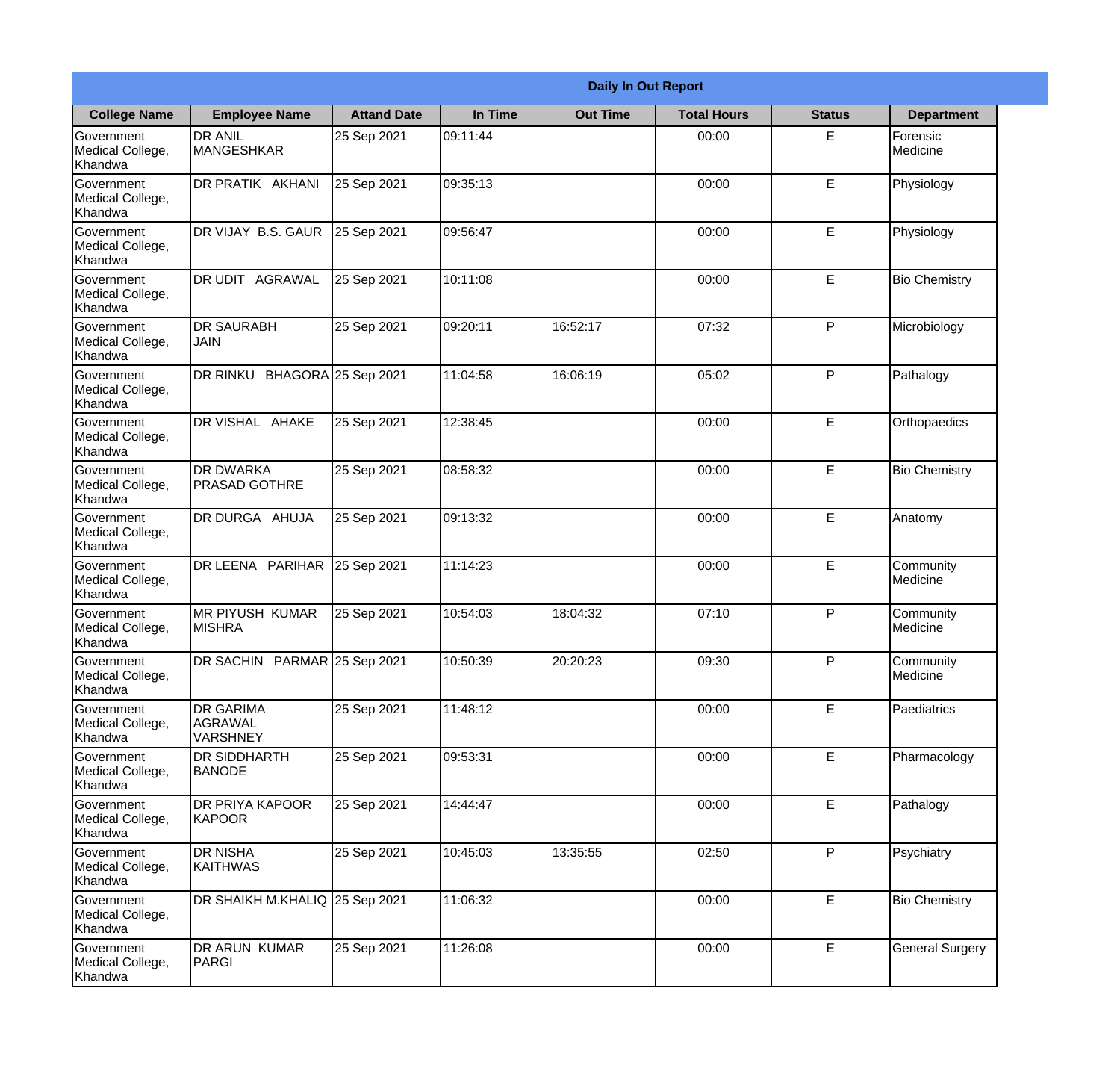| Daily In Out Report | | | | | | | |
|---|---|---|---|---|---|---|---|
| **College Name** | **Employee Name** | **Attand Date** | **In Time** | **Out Time** | **Total Hours** | **Status** | **Department** |
| Government Medical College, Khandwa | DR ANIL MANGESHKAR | 25 Sep 2021 | 09:11:44 | | 00:00 | E | Forensic Medicine |
| Government Medical College, Khandwa | DR PRATIK AKHANI | 25 Sep 2021 | 09:35:13 | | 00:00 | E | Physiology |
| Government Medical College, Khandwa | DR VIJAY B.S. GAUR | 25 Sep 2021 | 09:56:47 | | 00:00 | E | Physiology |
| Government Medical College, Khandwa | DR UDIT AGRAWAL | 25 Sep 2021 | 10:11:08 | | 00:00 | E | Bio Chemistry |
| Government Medical College, Khandwa | DR SAURABH JAIN | 25 Sep 2021 | 09:20:11 | 16:52:17 | 07:32 | P | Microbiology |
| Government Medical College, Khandwa | DR RINKU BHAGORA | 25 Sep 2021 | 11:04:58 | 16:06:19 | 05:02 | P | Pathalogy |
| Government Medical College, Khandwa | DR VISHAL AHAKE | 25 Sep 2021 | 12:38:45 | | 00:00 | E | Orthopaedics |
| Government Medical College, Khandwa | DR DWARKA PRASAD GOTHRE | 25 Sep 2021 | 08:58:32 | | 00:00 | E | Bio Chemistry |
| Government Medical College, Khandwa | DR DURGA AHUJA | 25 Sep 2021 | 09:13:32 | | 00:00 | E | Anatomy |
| Government Medical College, Khandwa | DR LEENA PARIHAR | 25 Sep 2021 | 11:14:23 | | 00:00 | E | Community Medicine |
| Government Medical College, Khandwa | MR PIYUSH KUMAR MISHRA | 25 Sep 2021 | 10:54:03 | 18:04:32 | 07:10 | P | Community Medicine |
| Government Medical College, Khandwa | DR SACHIN PARMAR | 25 Sep 2021 | 10:50:39 | 20:20:23 | 09:30 | P | Community Medicine |
| Government Medical College, Khandwa | DR GARIMA AGRAWAL VARSHNEY | 25 Sep 2021 | 11:48:12 | | 00:00 | E | Paediatrics |
| Government Medical College, Khandwa | DR SIDDHARTH BANODE | 25 Sep 2021 | 09:53:31 | | 00:00 | E | Pharmacology |
| Government Medical College, Khandwa | DR PRIYA KAPOOR KAPOOR | 25 Sep 2021 | 14:44:47 | | 00:00 | E | Pathalogy |
| Government Medical College, Khandwa | DR NISHA KAITHWAS | 25 Sep 2021 | 10:45:03 | 13:35:55 | 02:50 | P | Psychiatry |
| Government Medical College, Khandwa | DR SHAIKH M.KHALIQ | 25 Sep 2021 | 11:06:32 | | 00:00 | E | Bio Chemistry |
| Government Medical College, Khandwa | DR ARUN KUMAR PARGI | 25 Sep 2021 | 11:26:08 | | 00:00 | E | General Surgery |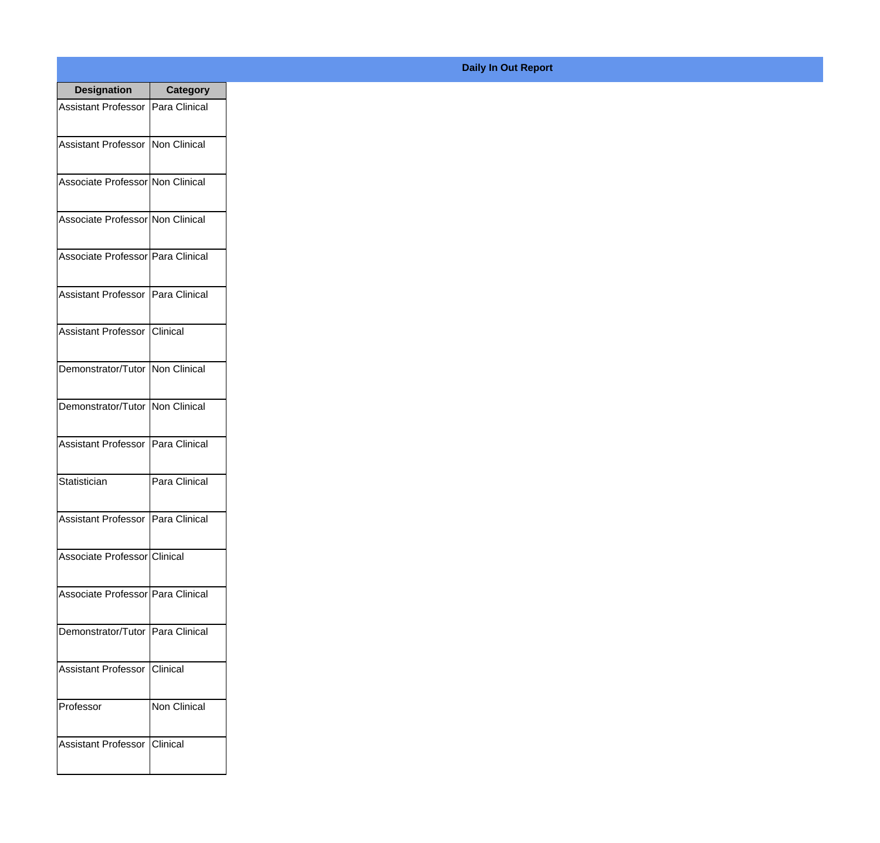## Daily In Out Report

| Designation | Category |
|---|---|
| Assistant Professor | Para Clinical |
| Assistant Professor | Non Clinical |
| Associate Professor | Non Clinical |
| Associate Professor | Non Clinical |
| Associate Professor | Para Clinical |
| Assistant Professor | Para Clinical |
| Assistant Professor | Clinical |
| Demonstrator/Tutor | Non Clinical |
| Demonstrator/Tutor | Non Clinical |
| Assistant Professor | Para Clinical |
| Statistician | Para Clinical |
| Assistant Professor | Para Clinical |
| Associate Professor | Clinical |
| Associate Professor | Para Clinical |
| Demonstrator/Tutor | Para Clinical |
| Assistant Professor | Clinical |
| Professor | Non Clinical |
| Assistant Professor | Clinical |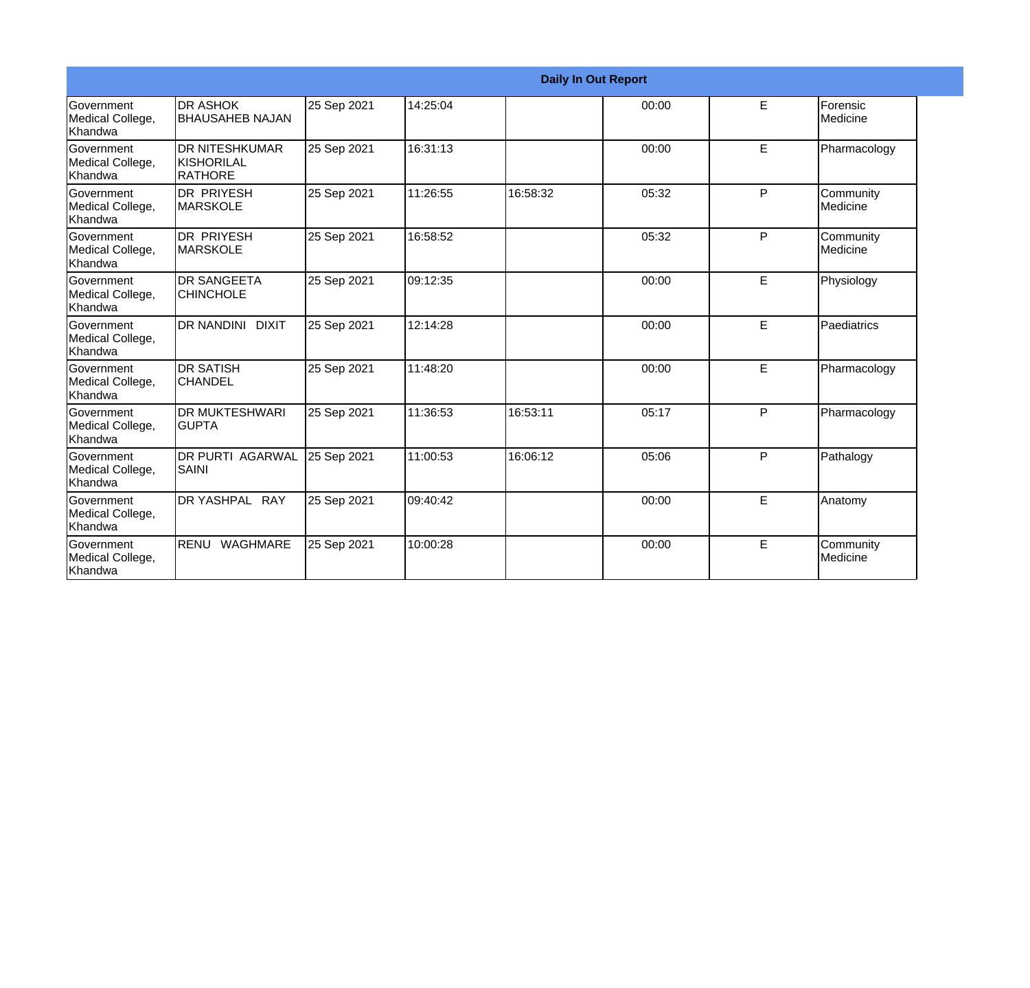| Daily In Out Report | | | | | | | |
|---|---|---|---|---|---|---|---|
| Government Medical College, Khandwa | DR ASHOK BHAUSAHEB NAJAN | 25 Sep 2021 | 14:25:04 | | 00:00 | E | Forensic Medicine |
| Government Medical College, Khandwa | DR NITESHKUMAR KISHORILAL RATHORE | 25 Sep 2021 | 16:31:13 | | 00:00 | E | Pharmacology |
| Government Medical College, Khandwa | DR PRIYESH MARSKOLE | 25 Sep 2021 | 11:26:55 | 16:58:32 | 05:32 | P | Community Medicine |
| Government Medical College, Khandwa | DR PRIYESH MARSKOLE | 25 Sep 2021 | 16:58:52 | | 05:32 | P | Community Medicine |
| Government Medical College, Khandwa | DR SANGEETA CHINCHOLE | 25 Sep 2021 | 09:12:35 | | 00:00 | E | Physiology |
| Government Medical College, Khandwa | DR NANDINI DIXIT | 25 Sep 2021 | 12:14:28 | | 00:00 | E | Paediatrics |
| Government Medical College, Khandwa | DR SATISH CHANDEL | 25 Sep 2021 | 11:48:20 | | 00:00 | E | Pharmacology |
| Government Medical College, Khandwa | DR MUKTESHWARI GUPTA | 25 Sep 2021 | 11:36:53 | 16:53:11 | 05:17 | P | Pharmacology |
| Government Medical College, Khandwa | DR PURTI AGARWAL SAINI | 25 Sep 2021 | 11:00:53 | 16:06:12 | 05:06 | P | Pathalogy |
| Government Medical College, Khandwa | DR YASHPAL RAY | 25 Sep 2021 | 09:40:42 | | 00:00 | E | Anatomy |
| Government Medical College, Khandwa | RENU WAGHMARE | 25 Sep 2021 | 10:00:28 | | 00:00 | E | Community Medicine |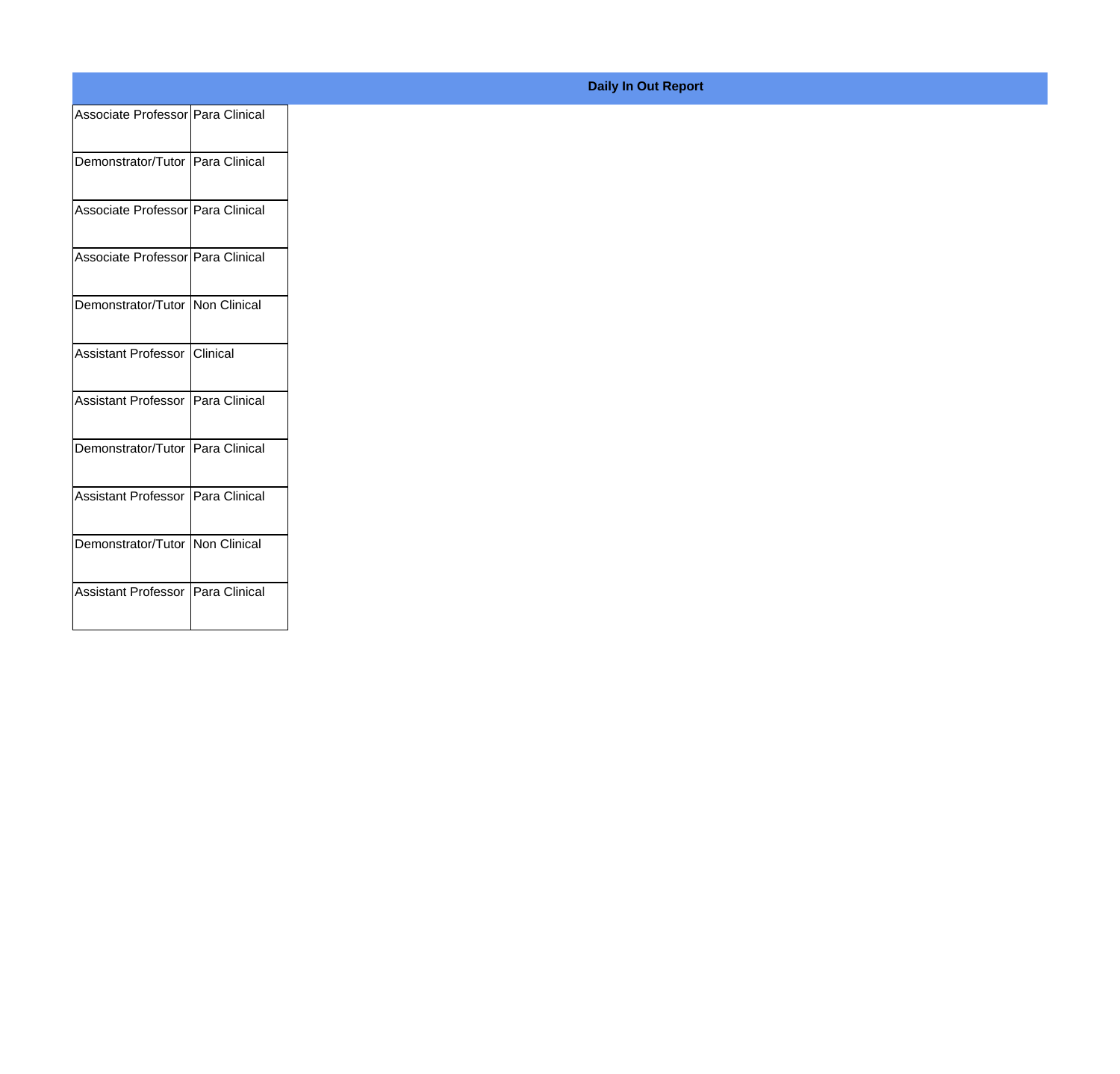**Daily In Out Report**

| | |
|---|---|
| Associate Professor | Para Clinical |
| Demonstrator/Tutor | Para Clinical |
| Associate Professor | Para Clinical |
| Associate Professor | Para Clinical |
| Demonstrator/Tutor | Non Clinical |
| Assistant Professor | Clinical |
| Assistant Professor | Para Clinical |
| Demonstrator/Tutor | Para Clinical |
| Assistant Professor | Para Clinical |
| Demonstrator/Tutor | Non Clinical |
| Assistant Professor | Para Clinical |